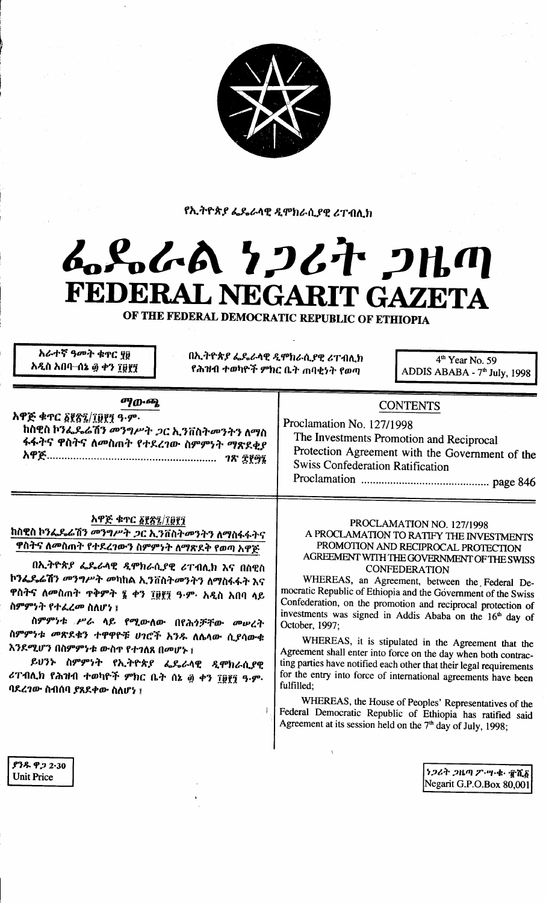የኢትዮጵያ ፌዴራላዊ ዲሞክራሲያዊ ሪፐብሊክ

# ፌዴራል ነጋሪት ጋዜጣ
# FEDERAL NEGARIT GAZETA
## OF THE FEDERAL DEMOCRATIC REPUBLIC OF ETHIOPIA

| አራተኛ ዓመት ቁጥር ፶፱ አዲስ አበባ–ሰኔ ፴ ቀን ፲፱፻፺ | በኢትዮጵያ ፌዴራላዊ ዲሞክራሲያዊ ሪፐብሊክ የሕዝብ ተወካዮች ምክር ቤት ጠባቂነት የወጣ | 4th Year No. 59 ADDIS ABABA - 7th July, 1998 |
|---|---|---|

**ማውጫ**

አዋጅ ቁጥር ፩፻፳፯/፲፱፻፺ ዓ.ም.
ከስዊስ ኮንፌዴሬሽን መንግሥት ጋር ኢንቨስትመንትን ለማስ ፋፋትና ዋስትና ለመስጠት የተደረገው ስምምነት ማጽደቂያ አዋጅ ........................................................ ገጽ ፰፻፵፮

**CONTENTS**

Proclamation No. 127/1998
The Investments Promotion and Reciprocal Protection Agreement with the Government of the Swiss Confederation Ratification Proclamation ........................................ page 846

**አዋጅ ቁጥር ፩፻፳፯/፲፱፻፺**
**ከስዊስ ኮንፌዴሬሽን መንግሥት ጋር ኢንቨስትመንትን ለማስፋፋትና ዋስትና ለመስጠት የተደረገውን ስምምነት ለማጽደቅ የወጣ አዋጅ**

በኢትዮጵያ ፌዴራላዊ ዲሞክራሲያዊ ሪፐብሊክ እና በስዊስ ኮንፌዴሬሽን መንግሥት መካከል ኢንቨስትመንትን ለማስፋፋት እና ዋስትና ለመስጠት ጥቅምት ፯ ቀን ፲፱፻፺ ዓ.ም. አዲስ አበባ ላይ ስምምነት የተፈረመ ስለሆነ ፤

ስምምነቱ ሥራ ላይ የሚውለው በየሕጎቻቸው መሠረት ስምምነቱ መጽደቁን ተዋዋዮቹ ሀገሮች አንዱ ለሌላው ሲያሳውቁ እንደሚሆን በስምምነቱ ውስጥ የተገለጸ በመሆኑ ፤

ይህንኑ ስምምነት የኢትዮጵያ ፌዴራላዊ ዲሞክራሲያዊ ሪፐብሊክ የሕዝብ ተወካዮች ምክር ቤት ሰኔ ፴ ቀን ፲፱፻፺ ዓ.ም. ባደረገው ስብሰባ ያጸደቀው ስለሆነ ፤

**PROCLAMATION NO. 127/1998**
**A PROCLAMATION TO RATIFY THE INVESTMENTS PROMOTION AND RECIPROCAL PROTECTION AGREEMENT WITH THE GOVERNMENT OF THE SWISS CONFEDERATION**

WHEREAS, an Agreement, between the Federal Democratic Republic of Ethiopia and the Government of the Swiss Confederation, on the promotion and reciprocal protection of investments was signed in Addis Ababa on the 16th day of October, 1997;

WHEREAS, it is stipulated in the Agreement that the Agreement shall enter into force on the day when both contracting parties have notified each other that their legal requirements for the entry into force of international agreements have been fulfilled;

WHEREAS, the House of Peoples' Representatives of the Federal Democratic Republic of Ethiopia has ratified said Agreement at its session held on the 7th day of July, 1998;

ያንዱ ዋጋ 2·30
Unit Price

ነጋሪት ጋዜጣ ፖ.ሣ.ቁ. ፹ሺ፩
Negarit G.P.O.Box 80,001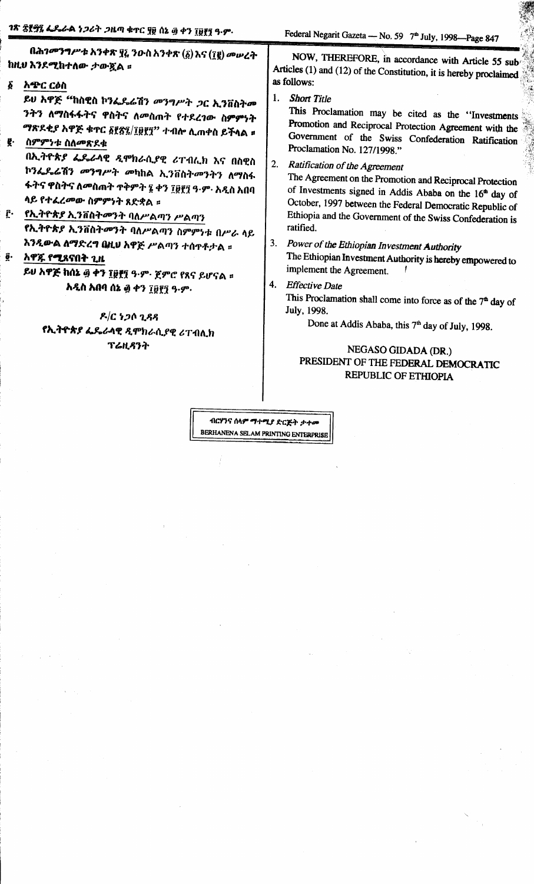በሕገመንግሥቱ አንቀጽ ፶፭ ንዑስ አንቀጽ (፩) እና (፲፪) መሠረት ከዚህ እንደሚከተለው ታውጇል ፡፡

፩ አጭር ርዕስ

ይህ አዋጅ "ከስዊስ ኮንፌዴሬሽን መንግሥት ጋር ኢንቨስትመንትን ለማስፋፋትና ዋስትና ለመስጠት የተደረገው ስምምነት ማጽደቂያ አዋጅ ቁጥር ፩፻፳፯/፲፱፻፺" ተብሎ ሊጠቀስ ይችላል ፡፡

፪· ስምምነቱ ስለመጽደቁ

በኢትዮጵያ ፌዴራላዊ ዲሞክራሲያዊ ሪፐብሊክ እና በስዊስ ኮንፌዴሬሽን መንግሥት መካከል ኢንቨስትመንትን ለማስፋፋትና ዋስትና ለመስጠት ጥቅምት ፯ ቀን ፲፱፻፺ ዓ·ም· አዲስ አበባ ላይ የተፈረመው ስምምነት ጸድቋል ፡፡

፫· የኢትዮጵያ ኢንቨስትመንት ባለሥልጣን ሥልጣን

የኢትዮጵያ ኢንቨስትመንት ባለሥልጣን ስምምነቱ በሥራ ላይ እንዲውል ለማድረግ በዚህ አዋጅ ሥልጣን ተሰጥቶታል ፡፡

፬· አዋጁ የሚጸናበት ጊዜ

ይህ አዋጅ ከሰኔ ፴ ቀን ፲፱፻፺ ዓ·ም· ጀምሮ የጸና ይሆናል ፡፡

አዲስ አበባ ሰኔ ፴ ቀን ፲፱፻፺ ዓ·ም·

ዶ/ር ነጋሶ ጊዳዳ

የኢትዮጵያ ፌዴራላዊ ዲሞክራሲያዊ ሪፐብሊክ ፕሬዚዳንት

NOW, THEREFORE, in accordance with Article 55 sub Articles (1) and (12) of the Constitution, it is hereby proclaimed as follows:

1. *Short Title*

   This Proclamation may be cited as the "Investments Promotion and Reciprocal Protection Agreement with the Government of the Swiss Confederation Ratification Proclamation No. 127/1998."

2. *Ratification of the Agreement*

   The Agreement on the Promotion and Reciprocal Protection of Investments signed in Addis Ababa on the 16th day of October, 1997 between the Federal Democratic Republic of Ethiopia and the Government of the Swiss Confederation is ratified.

3. *Power of the Ethiopian Investment Authority*

   The Ethiopian Investment Authority is hereby empowered to implement the Agreement.

4. *Effective Date*

   This Proclamation shall come into force as of the 7th day of July, 1998.

Done at Addis Ababa, this 7th day of July, 1998.

NEGASO GIDADA (DR.)

PRESIDENT OF THE FEDERAL DEMOCRATIC REPUBLIC OF ETHIOPIA

ብርሃንና ሰላም ማተሚያ ድርጅት ታተመ

BERHANENA SELAM PRINTING ENTERPRISE